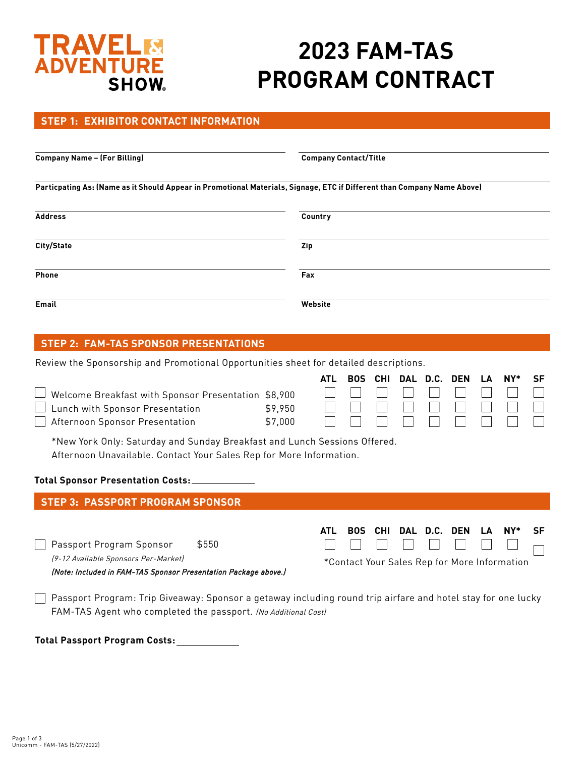# TRAVEL & ADVENTURE SHOW

# 2023 FAM-TAS PROGRAM CONTRACT

## STEP 1: EXHIBITOR CONTACT INFORMATION

**Company Name – (For Billing)** ______________________

**Company Contact/Title** ______________________

**Particpating As: (Name as it Should Appear in Promotional Materials, Signage, ETC if Different than Company Name Above)** ______________________

**Address** ______________________

**Country** ______________________

**City/State** ______________________

**Zip** ______________________

**Phone** ______________________

**Fax** ______________________

**Email** ______________________

**Website** ______________________

## STEP 2: FAM-TAS SPONSOR PRESENTATIONS

Review the Sponsorship and Promotional Opportunities sheet for detailed descriptions.

| | Price | ATL | BOS | CHI | DAL | D.C. | DEN | LA | NY* | SF |
|---|---|---|---|---|---|---|---|---|---|---|
| ☐ Welcome Breakfast with Sponsor Presentation | $8,900 | ☐ | ☐ | ☐ | ☐ | ☐ | ☐ | ☐ | ☐ | ☐ |
| ☐ Lunch with Sponsor Presentation | $9,950 | ☐ | ☐ | ☐ | ☐ | ☐ | ☐ | ☐ | ☐ | ☐ |
| ☐ Afternoon Sponsor Presentation | $7,000 | ☐ | ☐ | ☐ | ☐ | ☐ | ☐ | ☐ | ☐ | ☐ |

*New York Only: Saturday and Sunday Breakfast and Lunch Sessions Offered. Afternoon Unavailable. Contact Your Sales Rep for More Information.

**Total Sponsor Presentation Costs:** ______________

## STEP 3: PASSPORT PROGRAM SPONSOR

| | Price | ATL | BOS | CHI | DAL | D.C. | DEN | LA | NY* | SF |
|---|---|---|---|---|---|---|---|---|---|---|
| ☐ Passport Program Sponsor | $550 | ☐ | ☐ | ☐ | ☐ | ☐ | ☐ | ☐ | ☐ | ☐ |

*(9-12 Available Sponsors Per-Market)*

***(Note: Included in FAM-TAS Sponsor Presentation Package above.)***

*Contact Your Sales Rep for More Information

☐ Passport Program: Trip Giveaway: Sponsor a getaway including round trip airfare and hotel stay for one lucky FAM-TAS Agent who completed the passport. *(No Additional Cost)*

**Total Passport Program Costs:** ______________

Unicomm - FAM-TAS (5/27/2022)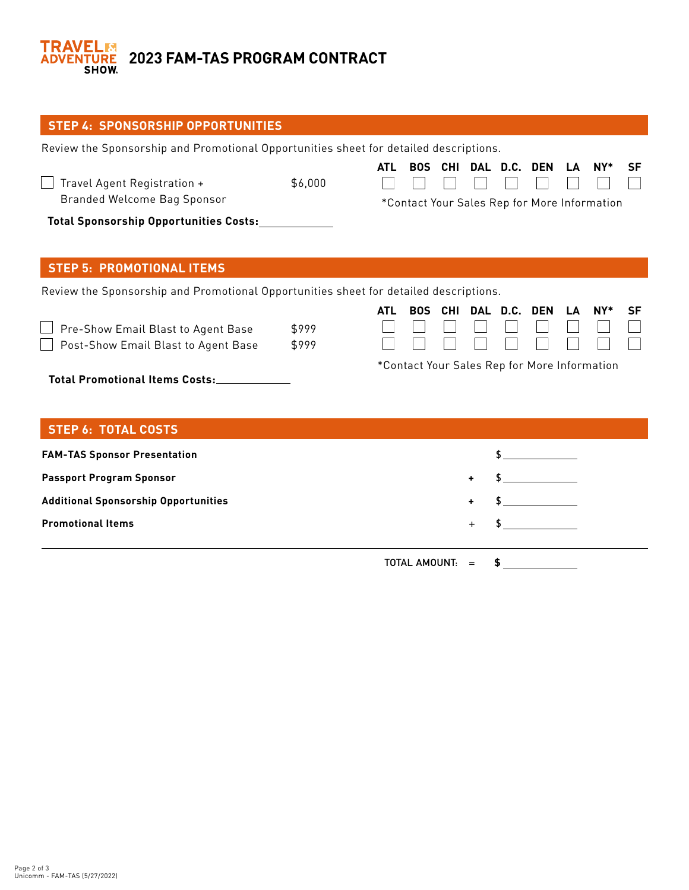# 2023 FAM-TAS PROGRAM CONTRACT

## STEP 4: SPONSORSHIP OPPORTUNITIES

Review the Sponsorship and Promotional Opportunities sheet for detailed descriptions.

| | | ATL | BOS | CHI | DAL | D.C. | DEN | LA | NY* | SF |
|---|---|---|---|---|---|---|---|---|---|---|
| ☐ Travel Agent Registration + Branded Welcome Bag Sponsor | $6,000 | ☐ | ☐ | ☐ | ☐ | ☐ | ☐ | ☐ | ☐ | ☐ |

*Contact Your Sales Rep for More Information

**Total Sponsorship Opportunities Costs:** ____________

## STEP 5: PROMOTIONAL ITEMS

Review the Sponsorship and Promotional Opportunities sheet for detailed descriptions.

| | | ATL | BOS | CHI | DAL | D.C. | DEN | LA | NY* | SF |
|---|---|---|---|---|---|---|---|---|---|---|
| ☐ Pre-Show Email Blast to Agent Base | $999 | ☐ | ☐ | ☐ | ☐ | ☐ | ☐ | ☐ | ☐ | ☐ |
| ☐ Post-Show Email Blast to Agent Base | $999 | ☐ | ☐ | ☐ | ☐ | ☐ | ☐ | ☐ | ☐ | ☐ |

*Contact Your Sales Rep for More Information

**Total Promotional Items Costs:** ____________

## STEP 6: TOTAL COSTS

| | | |
|---|---|---|
| **FAM-TAS Sponsor Presentation** | | $ ____________ |
| **Passport Program Sponsor** | + | $ ____________ |
| **Additional Sponsorship Opportunities** | + | $ ____________ |
| **Promotional Items** | + | $ ____________ |
| TOTAL AMOUNT: | = | **$** ____________ |

Unicomm - FAM-TAS (5/27/2022)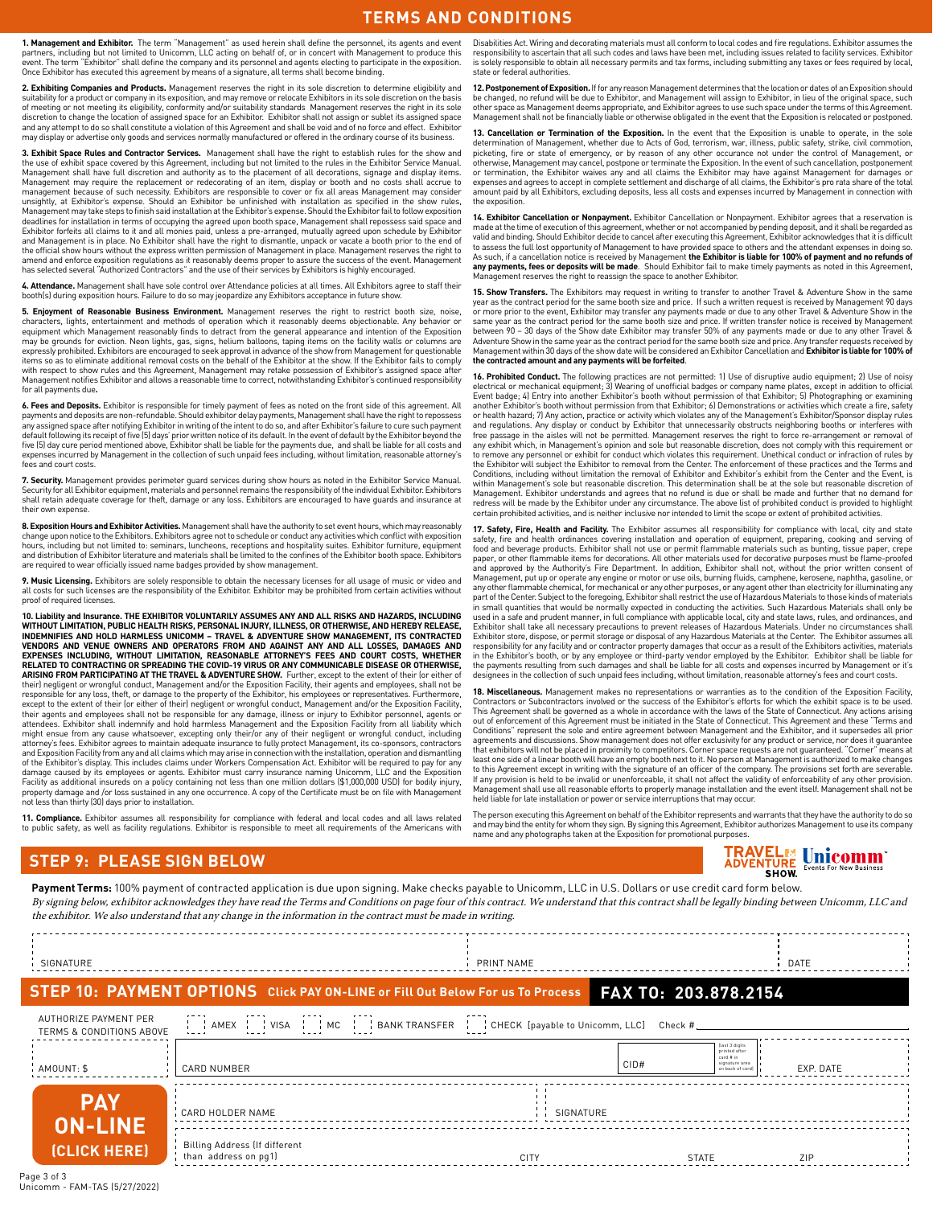# TERMS AND CONDITIONS

**1. Management and Exhibitor.** The term "Management" as used herein shall define the personnel, its agents and event partners, including but not limited to Unicomm, LLC acting on behalf of, or in concert with Management to produce this event. The term "Exhibitor" shall define the company and its personnel and agents electing to participate in the exposition. Once Exhibitor has executed this agreement by means of a signature, all terms shall become binding.

**2. Exhibiting Companies and Products.** Management reserves the right in its sole discretion to determine eligibility and suitability for a product or company in its exposition, and may remove or relocate Exhibitors in its sole discretion on the basis of meeting or not meeting its eligibility, conformity and/or suitability standards Management reserves the right in its sole discretion to change the location of assigned space for an Exhibitor. Exhibitor shall not assign or sublet its assigned space and any attempt to do so shall constitute a violation of this Agreement and shall be void and of no force and effect. Exhibitor may display or advertise only goods and services normally manufactured or offered in the ordinary course of its business.

**3. Exhibit Space Rules and Contractor Services.** Management shall have the right to establish rules for the show and the use of exhibit space covered by this Agreement, including but not limited to the rules in the Exhibitor Service Manual. Management shall have full discretion and authority as to the placement of all decorations, signage and display items. Management may require the replacement or redecorating of an item, display or booth and no costs shall accrue to management because of such necessity. Exhibitors are responsible to cover or fix all areas Management may consider unsightly, at Exhibitor's expense. Should an Exhibitor be unfinished with installation as specified in the show rules, Management may take steps to finish said installation at the Exhibitor's expense. Should the Exhibitor fail to follow exposition deadlines for installation in terms of occupying the agreed upon booth space, Management shall repossess said space and Exhibitor forfeits all claims to it and all monies paid, unless a pre-arranged, mutually agreed upon schedule by Exhibitor and Management is in place. No Exhibitor shall have the right to dismantle, unpack or vacate a booth prior to the end of the official show hours without the express written permission of Management in place. Management reserves the right to amend and enforce exposition regulations as it reasonably deems proper to assure the success of the event. Management has selected several "Authorized Contractors" and the use of their services by Exhibitors is highly encouraged.

**4. Attendance.** Management shall have sole control over Attendance policies at all times. All Exhibitors agree to staff their booth(s) during exposition hours. Failure to do so may jeopardize any Exhibitors acceptance in future show.

**5. Enjoyment of Reasonable Business Environment.** Management reserves the right to restrict booth size, noise, characters, lights, entertainment and methods of operation which it reasonably deems objectionable. Any behavior or equipment which Management reasonably finds to detract from the general appearance and intention of the Exposition may be grounds for eviction. Neon lights, gas, signs, helium balloons, taping items on the facility walls or columns are expressly prohibited. Exhibitors are encouraged to seek approval in advance of the show from Management for questionable items so as to eliminate additional removal costs on the behalf of the Exhibitor at the show. If the Exhibitor fails to comply with respect to show rules and this Agreement, Management may retake possession of Exhibitor's assigned space after Management notifies Exhibitor and allows a reasonable time to correct, notwithstanding Exhibitor's continued responsibility for all payments due**.**

**6. Fees and Deposits.** Exhibitor is responsible for timely payment of fees as noted on the front side of this agreement. All payments and deposits are non-refundable. Should exhibitor delay payments, Management shall have the right to repossess any assigned space after notifying Exhibitor in writing of the intent to do so, and after Exhibitor's failure to cure such payment default following its receipt of five (5) days' prior written notice of its default. In the event of default by the Exhibitor beyond the five (5) day cure period mentioned above, Exhibitor shall be liable for the payments due, and shall be liable for all costs and expenses incurred by Management in the collection of such unpaid fees including, without limitation, reasonable attorney's fees and court costs.

**7. Security.** Management provides perimeter guard services during show hours as noted in the Exhibitor Service Manual. Security for all Exhibitor equipment, materials and personnel remains the responsibility of the individual Exhibitor. Exhibitors shall retain adequate coverage for theft, damage or any loss. Exhibitors are encouraged to have guards and insurance at their own expense.

**8. Exposition Hours and Exhibitor Activities.** Management shall have the authority to set event hours, which may reasonably change upon notice to the Exhibitors. Exhibitors agree not to schedule or conduct any activities which conflict with exposition hours, including but not limited to: seminars, luncheons, receptions and hospitality suites. Exhibitor furniture, equipment and distribution of Exhibitor literature and materials shall be limited to the confines of the Exhibitor booth space. Exhibitors are required to wear officially issued name badges provided by show management.

**9. Music Licensing.** Exhibitors are solely responsible to obtain the necessary licenses for all usage of music or video and all costs for such licenses are the responsibility of the Exhibitor. Exhibitor may be prohibited from certain activities without proof of required licenses.

**10. Liability and Insurance. THE EXHIBITOR VOLUNTARILY ASSUMES ANY AND ALL RISKS AND HAZARDS, INCLUDING WITHOUT LIMITATION, PUBLIC HEALTH RISKS, PERSONAL INJURY, ILLNESS, OR OTHERWISE, AND HEREBY RELEASE, INDEMNIFIES AND HOLD HARMLESS UNICOMM – TRAVEL & ADVENTURE SHOW MANAGEMENT, ITS CONTRACTED VENDORS AND VENUE OWNERS AND OPERATORS FROM AND AGAINST ANY AND ALL LOSSES, DAMAGES AND EXPENSES INCLUDING, WITHOUT LIMITATION, REASONABLE ATTORNEY'S FEES AND COURT COSTS, WHETHER RELATED TO CONTRACTING OR SPREADING THE COVID-19 VIRUS OR ANY COMMUNICABLE DISEASE OR OTHERWISE, ARISING FROM PARTICIPATING AT THE TRAVEL & ADVENTURE SHOW.** Further, except to the extent of their (or either of their) negligent or wrongful conduct, Management and/or the Exposition Facility, their agents and employees, shall not be responsible for any loss, theft, or damage to the property of the Exhibitor, his employees or representatives. Furthermore, except to the extent of their (or either of their) negligent or wrongful conduct, Management and/or the Exposition Facility, their agents and employees shall not be responsible for any damage, illness or injury to Exhibitor personnel, agents or attendees. Exhibitor shall indemnify and hold harmless Management and the Exposition Facility from all liability which might ensue from any cause whatsoever, excepting only their/or any of their negligent or wrongful conduct, including attorney's fees. Exhibitor agrees to maintain adequate insurance to fully protect Management, its co-sponsors, contractors and Exposition Facility from any and all claims which may arise in connection with the installation, operation and dismantling of the Exhibitor's display. This includes claims under Workers Compensation Act. Exhibitor will be required to pay for any damage caused by its employees or agents. Exhibitor must carry insurance naming Unicomm, LLC and the Exposition Facility as additional insureds on a policy containing not less than one million dollars ($1,000,000 USD) for bodily injury, property damage and /or loss sustained in any one occurrence. A copy of the Certificate must be on file with Management not less than thirty (30) days prior to installation.

**11. Compliance.** Exhibitor assumes all responsibility for compliance with federal and local codes and all laws related to public safety, as well as facility regulations. Exhibitor is responsible to meet all requirements of the Americans with Disabilities Act. Wiring and decorating materials must all conform to local codes and fire regulations. Exhibitor assumes the responsibility to ascertain that all such codes and laws have been met, including issues related to facility services. Exhibitor is solely responsible to obtain all necessary permits and tax forms, including submitting any taxes or fees required by local, state or federal authorities.

**12. Postponement of Exposition.** If for any reason Management determines that the location or dates of an Exposition should be changed, no refund will be due to Exhibitor, and Management will assign to Exhibitor, in lieu of the original space, such other space as Management deems appropriate, and Exhibitor agrees to use such space under the terms of this Agreement. Management shall not be financially liable or otherwise obligated in the event that the Exposition is relocated or postponed.

**13. Cancellation or Termination of the Exposition.** In the event that the Exposition is unable to operate, in the sole determination of Management, whether due to Acts of God, terrorism, war, illness, public safety, strike, civil commotion, picketing, fire or state of emergency, or by reason of any other occurance not under the control of Management, or otherwise, Management may cancel, postpone or terminate the Exposition. In the event of such cancellation, postponement or termination, the Exhibitor waives any and all claims the Exhibitor may have against Management for damages or expenses and agrees to accept in complete settlement and discharge of all claims, the Exhibitor's pro rata share of the total amount paid by all Exhibitors, excluding deposits, less all costs and expenses incurred by Management in connection with the exposition.

**14. Exhibitor Cancellation or Nonpayment.** Exhibitor Cancellation or Nonpayment. Exhibitor agrees that a reservation is made at the time of execution of this agreement, whether or not accompanied by pending deposit, and it shall be regarded as valid and binding. Should Exhibitor decide to cancel after executing this Agreement, Exhibitor acknowledges that it is difficult to assess the full lost opportunity of Management to have provided space to others and the attendant expenses in doing so. As such, if a cancellation notice is received by Management **the Exhibitor is liable for 100% of payment and no refunds of any payments, fees or deposits will be made**. Should Exhibitor fail to make timely payments as noted in this Agreement, Management reserves the right to reassign the space to another Exhibitor.

**15. Show Transfers.** The Exhibitors may request in writing to transfer to another Travel & Adventure Show in the same year as the contract period for the same booth size and price. If such a written request is received by Management 90 days or more prior to the event, Exhibitor may transfer any payments made or due to any other Travel & Adventure Show in the same year as the contract period for the same booth size and price. If written transfer notice is received by Management between 90 – 30 days of the Show date Exhibitor may transfer 50% of any payments made or due to any other Travel & Adventure Show in the same year as the contract period for the same booth size and price. Any transfer requests received by Management within 30 days of the show date will be considered an Exhibitor Cancellation and **Exhibitor is liable for 100% of the contracted amount and any payments will be forfeited**.

**16. Prohibited Conduct.** The following practices are not permitted: 1) Use of disruptive audio equipment; 2) Use of noisy electrical or mechanical equipment; 3) Wearing of unofficial badges or company name plates, except in addition to official Event badge; 4) Entry into another Exhibitor's booth without permission of that Exhibitor; 5) Photographing or examining another Exhibitor's booth without permission from that Exhibitor; 6) Demonstrations or activities which create a fire, safety or health hazard; 7) Any action, practice or activity which violates any of the Management's Exhibitor/Sponsor display rules and regulations. Any display or conduct by Exhibitor that unnecessarily obstructs neighboring booths or interferes with free passage in the aisles will not be permitted. Management reserves the right to force re-arrangement or removal of any exhibit which, in Management's opinion and sole but reasonable discretion, does not comply with this requirement or to remove any personnel or exhibit for conduct which violates this requirement. Unethical conduct or infraction of rules by the Exhibitor will subject the Exhibitor to removal from the Center. The enforcement of these practices and the Terms and Conditions, including without limitation the removal of Exhibitor and Exhibitor's exhibit from the Center and the Event, is within Management's sole but reasonable discretion. This determination shall be at the sole but reasonable discretion of Management. Exhibitor understands and agrees that no refund is due or shall be made and further that no demand for redress will be made by the Exhibitor under any circumstance. The above list of prohibited conduct is provided to highlight certain prohibited activities, and is neither inclusive nor intended to limit the scope or extent of prohibited activities.

**17. Safety, Fire, Health and Facility.** The Exhibitor assumes all responsibility for compliance with local, city and state safety, fire and health ordinances covering installation and operation of equipment, preparing, cooking and serving of food and beverage products. Exhibitor shall not use or permit flammable materials such as bunting, tissue paper, crepe paper, or other flammable items for decorations. All other materials used for decorative purposes must be flame-proofed and approved by the Authority's Fire Department. In addition, Exhibitor shall not, without the prior written consent of Management, put up or operate any engine or motor or use oils, burning fluids, camphene, kerosene, naphtha, gasoline, or any other flammable chemical, for mechanical or any other purposes, or any agent other than electricity for illuminating any part of the Center. Subject to the foregoing, Exhibitor shall restrict the use of Hazardous Materials to those kinds of materials in small quantities that would be normally expected in conducting the activities. Such Hazardous Materials shall only be used in a safe and prudent manner, in full compliance with applicable local, city and state laws, rules, and ordinances, and Exhibitor shall take all necessary precautions to prevent releases of Hazardous Materials. Under no circumstances shall Exhibitor store, dispose, or permit storage or disposal of any Hazardous Materials at the Center. The Exhibitor assumes all responsibility for any facility and or contractor property damages that occur as a result of the Exhibitors activities, materials in the Exhibitor's booth, or by any employee or third-party vendor employed by the Exhibitor. Exhibitor shall be liable for the payments resulting from such damages and shall be liable for all costs and expenses incurred by Management or it's designees in the collection of such unpaid fees including, without limitation, reasonable attorney's fees and court costs.

**18. Miscellaneous.** Management makes no representations or warranties as to the condition of the Exposition Facility, Contractors or Subcontractors involved or the success of the Exhibitor's efforts for which the exhibit space is to be used. This Agreement shall be governed as a whole in accordance with the laws of the State of Connecticut. Any actions arising out of enforcement of this Agreement must be initiated in the State of Connecticut. This Agreement and these "Terms and Conditions" represent the sole and entire agreement between Management and the Exhibitor, and it supersedes all prior agreements and discussions. Show management does not offer exclusivity for any product or service, nor does it guarantee that exhibitors will not be placed in proximity to competitors. Corner space requests are not guaranteed. "Corner" means at least one side of a linear booth will have an empty booth next to it. No person at Management is authorized to make changes to this Agreement except in writing with the signature of an officer of the company. The provisions set forth are severable. If any provision is held to be invalid or unenforceable, it shall not affect the validity of enforceability of any other provision. Management shall use all reasonable efforts to properly manage installation and the event itself. Management shall not be held liable for late installation or power or service interruptions that may occur.

The person executing this Agreement on behalf of the Exhibitor represents and warrants that they have the authority to do so and may bind the entity for whom they sign. By signing this Agreement, Exhibitor authorizes Management to use its company name and any photographs taken at the Exposition for promotional purposes.

## STEP 9: PLEASE SIGN BELOW

TRAVEL ADVENTURE SHOW. Unicomm Events For New Business

**Payment Terms:** 100% payment of contracted application is due upon signing. Make checks payable to Unicomm, LLC in U.S. Dollars or use credit card form below.

*By signing below, exhibitor acknowledges they have read the Terms and Conditions on page four of this contract. We understand that this contract shall be legally binding between Unicomm, LLC and the exhibitor. We also understand that any change in the information in the contract must be made in writing.*

| SIGNATURE | PRINT NAME | DATE |
|---|---|---|

## STEP 10: PAYMENT OPTIONS Click PAY ON-LINE or Fill Out Below For us To Process FAX TO: 203.878.2154

AUTHORIZE PAYMENT PER TERMS & CONDITIONS ABOVE: ☐ AMEX ☐ VISA ☐ MC ☐ BANK TRANSFER ☐ CHECK (payable to Unicomm, LLC] Check #\_\_\_\_\_

| AMOUNT: $ | CARD NUMBER | CID# (last 3 digits printed after card # in signature area on back of card) | EXP. DATE |
|---|---|---|---|

**PAY ON-LINE (CLICK HERE)**

| CARD HOLDER NAME | SIGNATURE |
|---|---|

| Billing Address (If different than address on pg1) | CITY | STATE | ZIP |
|---|---|---|---|

Unicomm - FAM-TAS (5/27/2022)